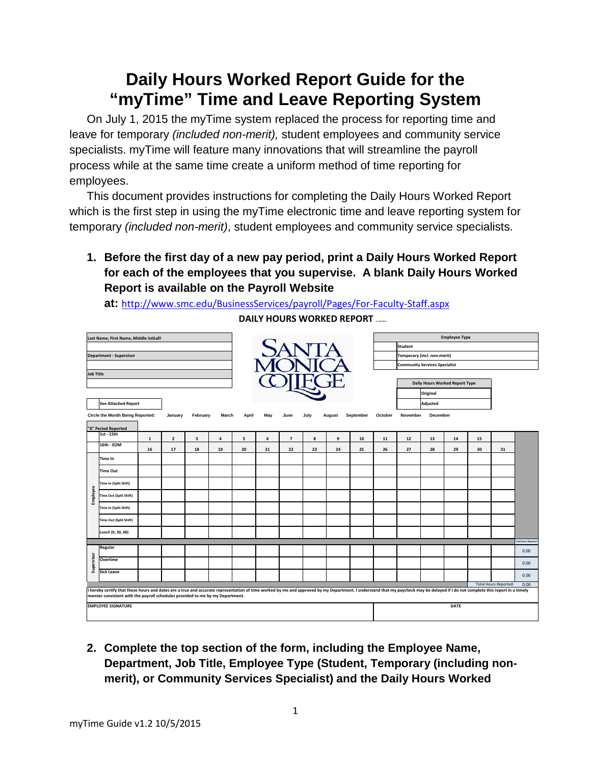# Daily Hours Worked Report Guide for the "myTime" Time and Leave Reporting System

On July 1, 2015 the myTime system replaced the process for reporting time and leave for temporary *(included non-merit),* student employees and community service specialists. myTime will feature many innovations that will streamline the payroll process while at the same time create a uniform method of time reporting for employees.

This document provides instructions for completing the Daily Hours Worked Report which is the first step in using the myTime electronic time and leave reporting system for temporary *(included non-merit)*, student employees and community service specialists.

1. **Before the first day of a new pay period, print a Daily Hours Worked Report for each of the employees that you supervise. A blank Daily Hours Worked Report is available on the Payroll Website at:** http://www.smc.edu/BusinessServices/payroll/Pages/For-Faculty-Staff.aspx

**DAILY HOURS WORKED REPORT**

| Last Name, First Name, Middle Initial | SANTA MONICA COLLEGE | Employee Type | |
|---|---|---|---|
| | | | Student |
| Department - Supervisor | | | Temporary (incl. non-merit) |
| | | | Community Services Specialist |
| Job Title | | Daily Hours Worked Report Type | |
| | | | Original |
| See Attached Report | | | Adjusted |

Circle the Month Being Reported: January February March April May June July August September October November December

| "X" Period Reported | | | | | | | | | | | | | | | | | | |
|---|---|---|---|---|---|---|---|---|---|---|---|---|---|---|---|---|---|---|
| | 1st - 15th | 1 | 2 | 3 | 4 | 5 | 6 | 7 | 8 | 9 | 10 | 11 | 12 | 13 | 14 | 15 | | |
| | 16th - EOM | 16 | 17 | 18 | 19 | 20 | 21 | 22 | 23 | 24 | 25 | 26 | 27 | 28 | 29 | 30 | 31 | |
| Employee | Time In | | | | | | | | | | | | | | | | | |
| | Time Out | | | | | | | | | | | | | | | | | |
| | Time In (Split Shift) | | | | | | | | | | | | | | | | | |
| | Time Out (Split Shift) | | | | | | | | | | | | | | | | | |
| | Time In (Split Shift) | | | | | | | | | | | | | | | | | |
| | Time Out (Split Shift) | | | | | | | | | | | | | | | | | |
| | Lunch (0, 30, 60) | | | | | | | | | | | | | | | | | |
| | | | | | | | | | | | | | | | | | | Total Hours Reported |
| Supervisor | Regular | | | | | | | | | | | | | | | | | 0.00 |
| | Overtime | | | | | | | | | | | | | | | | | 0.00 |
| | Sick Leave | | | | | | | | | | | | | | | | | 0.00 |
| | | | | | | | | | | | | | | | | | Total Hours Reported: | 0.00 |

I hereby certify that these hours and dates are a true and accurate representation of time worked by me and approved by my Department. I understand that my paycheck may be delayed if I do not complete this report in a timely manner consistent with the payroll schedules provided to me by my Department.

| EMPLOYEE SIGNATURE | DATE |
|---|---|
| | |

2. **Complete the top section of the form, including the Employee Name, Department, Job Title, Employee Type (Student, Temporary (including non-merit), or Community Services Specialist) and the Daily Hours Worked**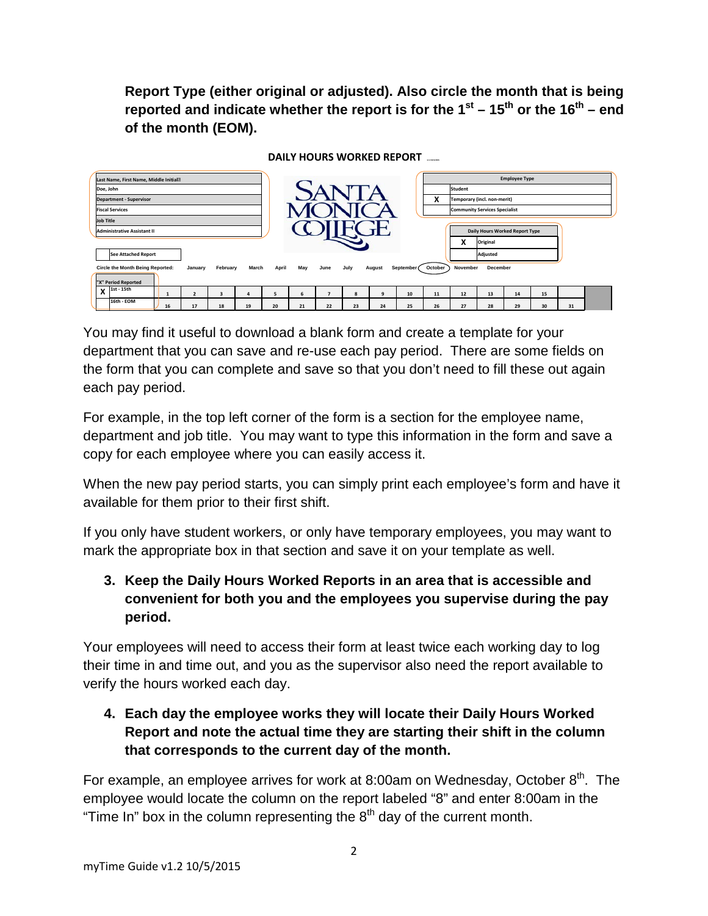**Report Type (either original or adjusted). Also circle the month that is being reported and indicate whether the report is for the 1st – 15th or the 16th – end of the month (EOM).**

**DAILY HOURS WORKED REPORT**

| Last Name, First Name, Middle Initial |
|---|
| Doe, John |
| Department - Supervisor |
| Fiscal Services |
| Job Title |
| Administrative Assistant II |

| | Employee Type |
|---|---|
| | Student |
| X | Temporary (incl. non-merit) |
| | Community Services Specialist |

| | Daily Hours Worked Report Type |
|---|---|
| X | Original |
| | Adjusted |

| | See Attached Report |
|---|---|

Circle the Month Being Reported: January February March April May June July August September October November December

| "X" Period Reported | | | | | | | | | | | | | | | | | |
|---|---|---|---|---|---|---|---|---|---|---|---|---|---|---|---|---|---|
| X | 1st - 15th | 1 | 2 | 3 | 4 | 5 | 6 | 7 | 8 | 9 | 10 | 11 | 12 | 13 | 14 | 15 | |
| | 16th - EOM | 16 | 17 | 18 | 19 | 20 | 21 | 22 | 23 | 24 | 25 | 26 | 27 | 28 | 29 | 30 | 31 |

You may find it useful to download a blank form and create a template for your department that you can save and re-use each pay period. There are some fields on the form that you can complete and save so that you don't need to fill these out again each pay period.

For example, in the top left corner of the form is a section for the employee name, department and job title. You may want to type this information in the form and save a copy for each employee where you can easily access it.

When the new pay period starts, you can simply print each employee's form and have it available for them prior to their first shift.

If you only have student workers, or only have temporary employees, you may want to mark the appropriate box in that section and save it on your template as well.

3. **Keep the Daily Hours Worked Reports in an area that is accessible and convenient for both you and the employees you supervise during the pay period.**

Your employees will need to access their form at least twice each working day to log their time in and time out, and you as the supervisor also need the report available to verify the hours worked each day.

4. **Each day the employee works they will locate their Daily Hours Worked Report and note the actual time they are starting their shift in the column that corresponds to the current day of the month.**

For example, an employee arrives for work at 8:00am on Wednesday, October 8th. The employee would locate the column on the report labeled "8" and enter 8:00am in the "Time In" box in the column representing the 8th day of the current month.

myTime Guide v1.2 10/5/2015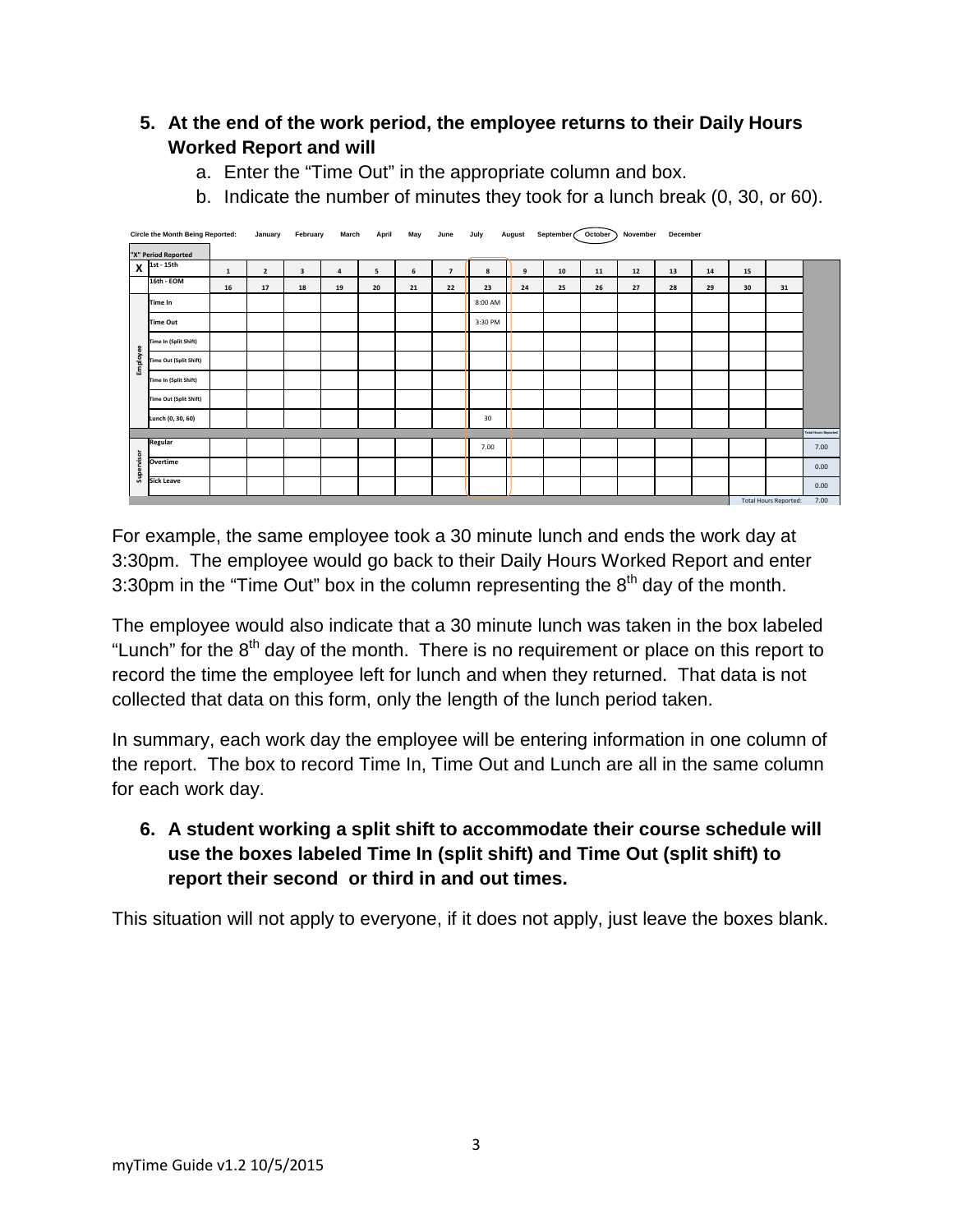5. **At the end of the work period, the employee returns to their Daily Hours Worked Report and will**
    a. Enter the “Time Out” in the appropriate column and box.
    b. Indicate the number of minutes they took for a lunch break (0, 30, or 60).

Circle the Month Being Reported: January February March April May June July August September (October) November December

| "X" Period Reported | | | | | | | | | | | | | | | | | | |
|---|---|---|---|---|---|---|---|---|---|---|---|---|---|---|---|---|---|---|
| X | 1st - 15th | 1 | 2 | 3 | 4 | 5 | 6 | 7 | 8 | 9 | 10 | 11 | 12 | 13 | 14 | 15 | | |
| | 16th - EOM | 16 | 17 | 18 | 19 | 20 | 21 | 22 | 23 | 24 | 25 | 26 | 27 | 28 | 29 | 30 | 31 | |
| Employee | Time In | | | | | | | | 8:00 AM | | | | | | | | | |
| | Time Out | | | | | | | | 3:30 PM | | | | | | | | | |
| | Time In (Split Shift) | | | | | | | | | | | | | | | | | |
| | Time Out (Split Shift) | | | | | | | | | | | | | | | | | |
| | Time In (Split Shift) | | | | | | | | | | | | | | | | | |
| | Time Out (Split Shift) | | | | | | | | | | | | | | | | | |
| | Lunch (0, 30, 60) | | | | | | | | 30 | | | | | | | | | |
| | | | | | | | | | | | | | | | | | | Total Hours Reported |
| Supervisor | Regular | | | | | | | | 7.00 | | | | | | | | | 7.00 |
| | Overtime | | | | | | | | | | | | | | | | | 0.00 |
| | Sick Leave | | | | | | | | | | | | | | | | | 0.00 |
| | | | | | | | | | | | | | | | | Total Hours Reported: | | 7.00 |

For example, the same employee took a 30 minute lunch and ends the work day at 3:30pm. The employee would go back to their Daily Hours Worked Report and enter 3:30pm in the “Time Out” box in the column representing the 8th day of the month.

The employee would also indicate that a 30 minute lunch was taken in the box labeled “Lunch” for the 8th day of the month. There is no requirement or place on this report to record the time the employee left for lunch and when they returned. That data is not collected that data on this form, only the length of the lunch period taken.

In summary, each work day the employee will be entering information in one column of the report. The box to record Time In, Time Out and Lunch are all in the same column for each work day.

6. **A student working a split shift to accommodate their course schedule will use the boxes labeled Time In (split shift) and Time Out (split shift) to report their second or third in and out times.**

This situation will not apply to everyone, if it does not apply, just leave the boxes blank.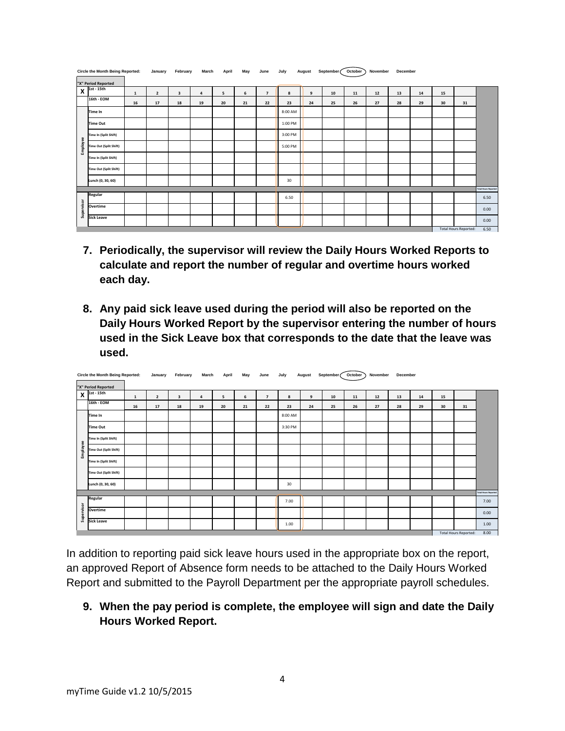Circle the Month Being Reported: January February March April May June July August September **October** November December

| "X" Period Reported | | 1 | 2 | 3 | 4 | 5 | 6 | 7 | 8 | 9 | 10 | 11 | 12 | 13 | 14 | 15 | | |
|---|---|---|---|---|---|---|---|---|---|---|---|---|---|---|---|---|---|---|
| X | 1st - 15th | 1 | 2 | 3 | 4 | 5 | 6 | 7 | 8 | 9 | 10 | 11 | 12 | 13 | 14 | 15 | | |
| | 16th - EOM | 16 | 17 | 18 | 19 | 20 | 21 | 22 | 23 | 24 | 25 | 26 | 27 | 28 | 29 | 30 | 31 | |
| Employee | Time In | | | | | | | | 8:00 AM | | | | | | | | | |
| | Time Out | | | | | | | | 1:00 PM | | | | | | | | | |
| | Time In (Split Shift) | | | | | | | | 3:00 PM | | | | | | | | | |
| | Time Out (Split Shift) | | | | | | | | 5:00 PM | | | | | | | | | |
| | Time In (Split Shift) | | | | | | | | | | | | | | | | | |
| | Time Out (Split Shift) | | | | | | | | | | | | | | | | | |
| | Lunch (0, 30, 60) | | | | | | | | 30 | | | | | | | | | |
| | | | | | | | | | | | | | | | | | | Total Hours Reported |
| Supervisor | Regular | | | | | | | | 6.50 | | | | | | | | | 6.50 |
| | Overtime | | | | | | | | | | | | | | | | | 0.00 |
| | Sick Leave | | | | | | | | | | | | | | | | | 0.00 |
| | | | | | | | | | | | | | | | | | Total Hours Reported: | 6.50 |

7. **Periodically, the supervisor will review the Daily Hours Worked Reports to calculate and report the number of regular and overtime hours worked each day.**

8. **Any paid sick leave used during the period will also be reported on the Daily Hours Worked Report by the supervisor entering the number of hours used in the Sick Leave box that corresponds to the date that the leave was used.**

Circle the Month Being Reported: January February March April May June July August September **October** November December

| "X" Period Reported | | 1 | 2 | 3 | 4 | 5 | 6 | 7 | 8 | 9 | 10 | 11 | 12 | 13 | 14 | 15 | | |
|---|---|---|---|---|---|---|---|---|---|---|---|---|---|---|---|---|---|---|
| X | 1st - 15th | 1 | 2 | 3 | 4 | 5 | 6 | 7 | 8 | 9 | 10 | 11 | 12 | 13 | 14 | 15 | | |
| | 16th - EOM | 16 | 17 | 18 | 19 | 20 | 21 | 22 | 23 | 24 | 25 | 26 | 27 | 28 | 29 | 30 | 31 | |
| Employee | Time In | | | | | | | | 8:00 AM | | | | | | | | | |
| | Time Out | | | | | | | | 3:30 PM | | | | | | | | | |
| | Time In (Split Shift) | | | | | | | | | | | | | | | | | |
| | Time Out (Split Shift) | | | | | | | | | | | | | | | | | |
| | Time In (Split Shift) | | | | | | | | | | | | | | | | | |
| | Time Out (Split Shift) | | | | | | | | | | | | | | | | | |
| | Lunch (0, 30, 60) | | | | | | | | 30 | | | | | | | | | |
| | | | | | | | | | | | | | | | | | | Total Hours Reported |
| Supervisor | Regular | | | | | | | | 7.00 | | | | | | | | | 7.00 |
| | Overtime | | | | | | | | | | | | | | | | | 0.00 |
| | Sick Leave | | | | | | | | 1.00 | | | | | | | | | 1.00 |
| | | | | | | | | | | | | | | | | | Total Hours Reported: | 8.00 |

In addition to reporting paid sick leave hours used in the appropriate box on the report, an approved Report of Absence form needs to be attached to the Daily Hours Worked Report and submitted to the Payroll Department per the appropriate payroll schedules.

9. **When the pay period is complete, the employee will sign and date the Daily Hours Worked Report.**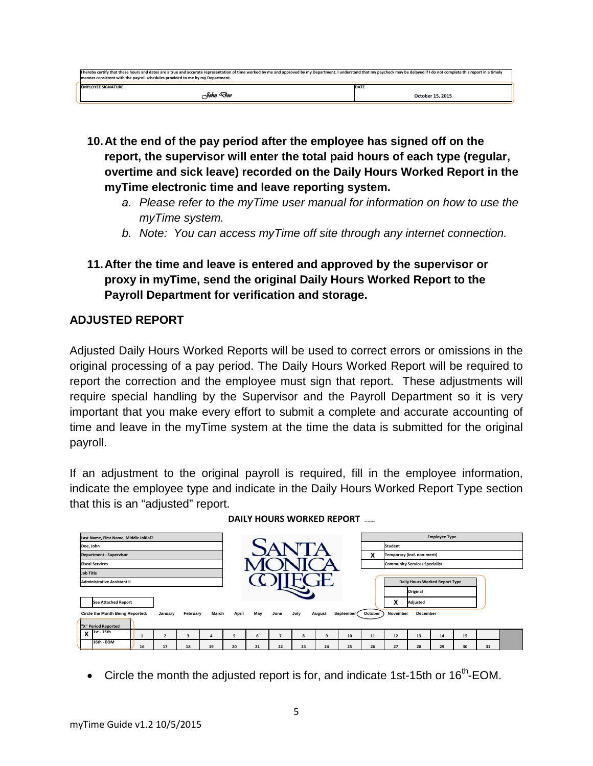I hereby certify that these hours and dates are a true and accurate representation of time worked by me and approved by my Department. I understand that my paycheck may be delayed if I do not complete this report in a timely manner consistent with the payroll schedules provided to me by my Department.

| EMPLOYEE SIGNATURE | DATE |
|---|---|
| John Doe | October 15, 2015 |

**10. At the end of the pay period after the employee has signed off on the report, the supervisor will enter the total paid hours of each type (regular, overtime and sick leave) recorded on the Daily Hours Worked Report in the myTime electronic time and leave reporting system.**

   a. *Please refer to the myTime user manual for information on how to use the myTime system.*

   b. *Note: You can access myTime off site through any internet connection.*

**11. After the time and leave is entered and approved by the supervisor or proxy in myTime, send the original Daily Hours Worked Report to the Payroll Department for verification and storage.**

## ADJUSTED REPORT

Adjusted Daily Hours Worked Reports will be used to correct errors or omissions in the original processing of a pay period. The Daily Hours Worked Report will be required to report the correction and the employee must sign that report. These adjustments will require special handling by the Supervisor and the Payroll Department so it is very important that you make every effort to submit a complete and accurate accounting of time and leave in the myTime system at the time the data is submitted for the original payroll.

If an adjustment to the original payroll is required, fill in the employee information, indicate the employee type and indicate in the Daily Hours Worked Report Type section that this is an "adjusted" report.

**DAILY HOURS WORKED REPORT**

| Last Name, First Name, Middle Initial |
|---|
| Doe, John |
| Department - Supervisor |
| Fiscal Services |
| Job Title |
| Administrative Assistant II |

SANTA MONICA COLLEGE

| Employee Type | |
|---|---|
| | Student |
| X | Temporary (incl. non-merit) |
| | Community Services Specialist |

| Daily Hours Worked Report Type | |
|---|---|
| | Original |
| X | Adjusted |

| | See Attached Report |
|---|---|

Circle the Month Being Reported: January February March April May June July August September **October** November December

| "X" Period Reported | | | | | | | | | | | | | | | | | |
|---|---|---|---|---|---|---|---|---|---|---|---|---|---|---|---|---|---|
| X | 1st - 15th | 1 | 2 | 3 | 4 | 5 | 6 | 7 | 8 | 9 | 10 | 11 | 12 | 13 | 14 | 15 | |
| | 16th - EOM | 16 | 17 | 18 | 19 | 20 | 21 | 22 | 23 | 24 | 25 | 26 | 27 | 28 | 29 | 30 | 31 |

- Circle the month the adjusted report is for, and indicate 1st-15th or 16th-EOM.

myTime Guide v1.2 10/5/2015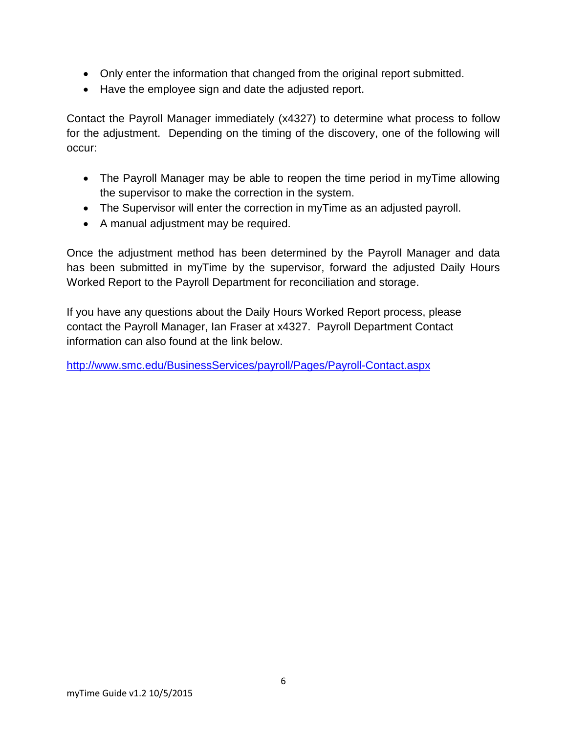- Only enter the information that changed from the original report submitted.
- Have the employee sign and date the adjusted report.

Contact the Payroll Manager immediately (x4327) to determine what process to follow for the adjustment. Depending on the timing of the discovery, one of the following will occur:

- The Payroll Manager may be able to reopen the time period in myTime allowing the supervisor to make the correction in the system.
- The Supervisor will enter the correction in myTime as an adjusted payroll.
- A manual adjustment may be required.

Once the adjustment method has been determined by the Payroll Manager and data has been submitted in myTime by the supervisor, forward the adjusted Daily Hours Worked Report to the Payroll Department for reconciliation and storage.

If you have any questions about the Daily Hours Worked Report process, please contact the Payroll Manager, Ian Fraser at x4327. Payroll Department Contact information can also found at the link below.

[http://www.smc.edu/BusinessServices/payroll/Pages/Payroll-Contact.aspx](http://www.smc.edu/BusinessServices/payroll/Pages/Payroll-Contact.aspx)